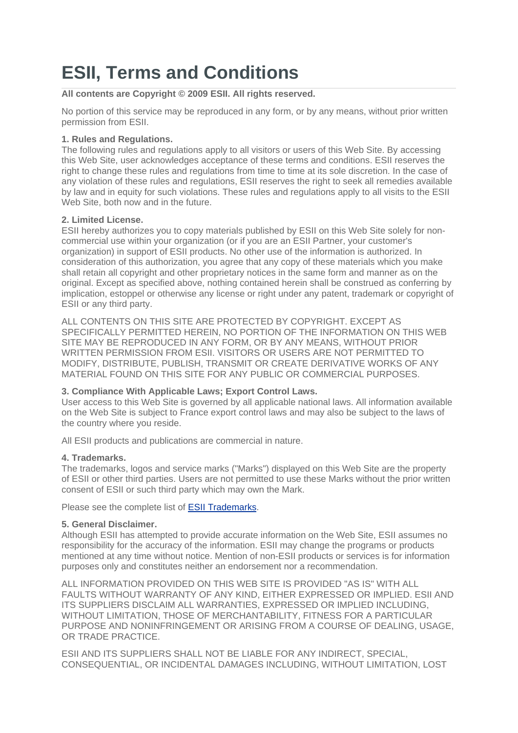# ESII, Terms and Conditions

**All contents are Copyright © 2009 ESII. All rights reserved.**

No portion of this service may be reproduced in any form, or by any means, without prior written permission from ESII.

**1. Rules and Regulations.**
The following rules and regulations apply to all visitors or users of this Web Site. By accessing this Web Site, user acknowledges acceptance of these terms and conditions. ESII reserves the right to change these rules and regulations from time to time at its sole discretion. In the case of any violation of these rules and regulations, ESII reserves the right to seek all remedies available by law and in equity for such violations. These rules and regulations apply to all visits to the ESII Web Site, both now and in the future.

**2. Limited License.**
ESII hereby authorizes you to copy materials published by ESII on this Web Site solely for non-commercial use within your organization (or if you are an ESII Partner, your customer's organization) in support of ESII products. No other use of the information is authorized. In consideration of this authorization, you agree that any copy of these materials which you make shall retain all copyright and other proprietary notices in the same form and manner as on the original. Except as specified above, nothing contained herein shall be construed as conferring by implication, estoppel or otherwise any license or right under any patent, trademark or copyright of ESII or any third party.

ALL CONTENTS ON THIS SITE ARE PROTECTED BY COPYRIGHT. EXCEPT AS SPECIFICALLY PERMITTED HEREIN, NO PORTION OF THE INFORMATION ON THIS WEB SITE MAY BE REPRODUCED IN ANY FORM, OR BY ANY MEANS, WITHOUT PRIOR WRITTEN PERMISSION FROM ESII. VISITORS OR USERS ARE NOT PERMITTED TO MODIFY, DISTRIBUTE, PUBLISH, TRANSMIT OR CREATE DERIVATIVE WORKS OF ANY MATERIAL FOUND ON THIS SITE FOR ANY PUBLIC OR COMMERCIAL PURPOSES.

**3. Compliance With Applicable Laws; Export Control Laws.**
User access to this Web Site is governed by all applicable national laws. All information available on the Web Site is subject to France export control laws and may also be subject to the laws of the country where you reside.

All ESII products and publications are commercial in nature.

**4. Trademarks.**
The trademarks, logos and service marks ("Marks") displayed on this Web Site are the property of ESII or other third parties. Users are not permitted to use these Marks without the prior written consent of ESII or such third party which may own the Mark.

Please see the complete list of ESII Trademarks.

**5. General Disclaimer.**
Although ESII has attempted to provide accurate information on the Web Site, ESII assumes no responsibility for the accuracy of the information. ESII may change the programs or products mentioned at any time without notice. Mention of non-ESII products or services is for information purposes only and constitutes neither an endorsement nor a recommendation.

ALL INFORMATION PROVIDED ON THIS WEB SITE IS PROVIDED "AS IS" WITH ALL FAULTS WITHOUT WARRANTY OF ANY KIND, EITHER EXPRESSED OR IMPLIED. ESII AND ITS SUPPLIERS DISCLAIM ALL WARRANTIES, EXPRESSED OR IMPLIED INCLUDING, WITHOUT LIMITATION, THOSE OF MERCHANTABILITY, FITNESS FOR A PARTICULAR PURPOSE AND NONINFRINGEMENT OR ARISING FROM A COURSE OF DEALING, USAGE, OR TRADE PRACTICE.

ESII AND ITS SUPPLIERS SHALL NOT BE LIABLE FOR ANY INDIRECT, SPECIAL, CONSEQUENTIAL, OR INCIDENTAL DAMAGES INCLUDING, WITHOUT LIMITATION, LOST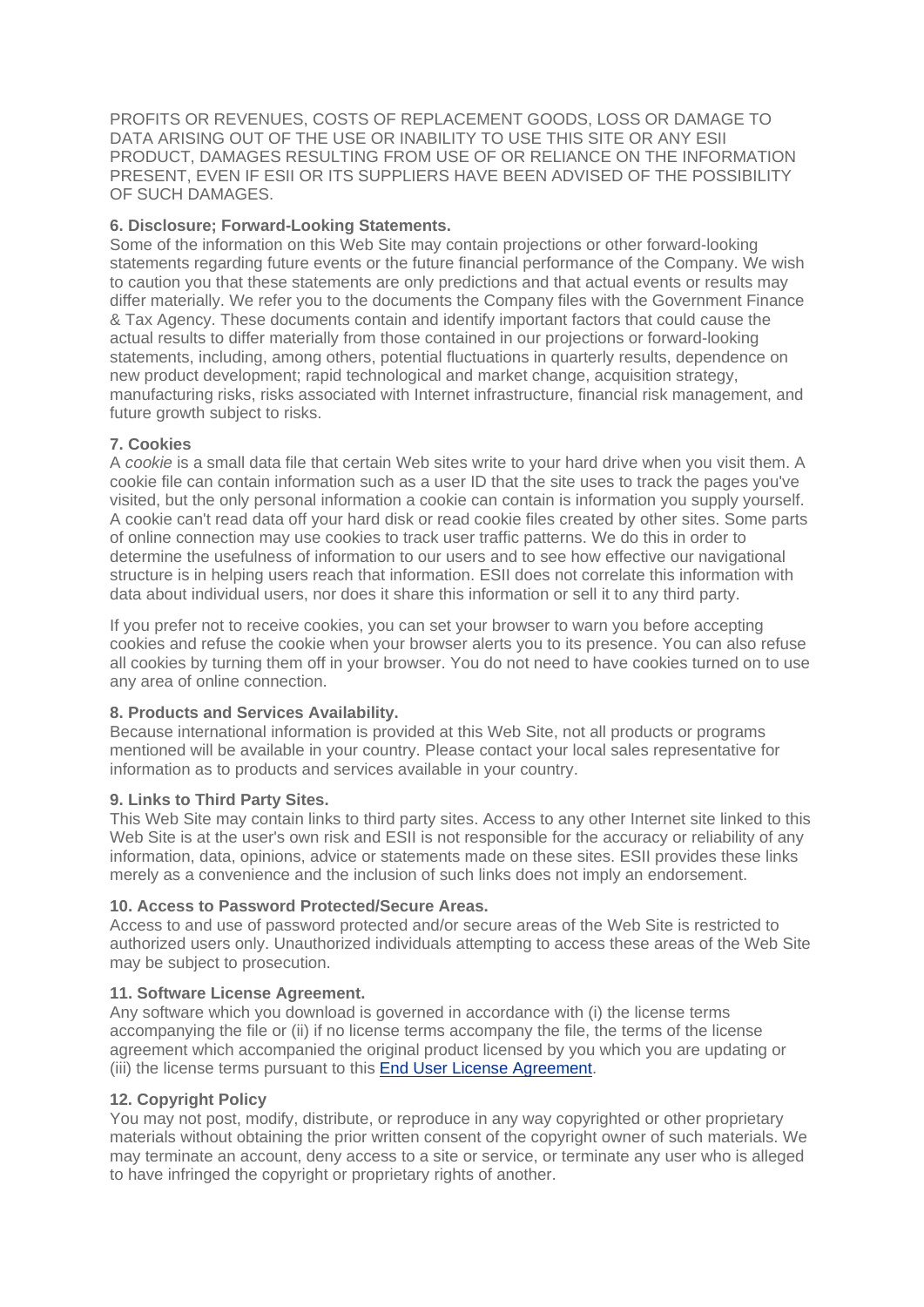PROFITS OR REVENUES, COSTS OF REPLACEMENT GOODS, LOSS OR DAMAGE TO DATA ARISING OUT OF THE USE OR INABILITY TO USE THIS SITE OR ANY ESII PRODUCT, DAMAGES RESULTING FROM USE OF OR RELIANCE ON THE INFORMATION PRESENT, EVEN IF ESII OR ITS SUPPLIERS HAVE BEEN ADVISED OF THE POSSIBILITY OF SUCH DAMAGES.

**6. Disclosure; Forward-Looking Statements.**

Some of the information on this Web Site may contain projections or other forward-looking statements regarding future events or the future financial performance of the Company. We wish to caution you that these statements are only predictions and that actual events or results may differ materially. We refer you to the documents the Company files with the Government Finance & Tax Agency. These documents contain and identify important factors that could cause the actual results to differ materially from those contained in our projections or forward-looking statements, including, among others, potential fluctuations in quarterly results, dependence on new product development; rapid technological and market change, acquisition strategy, manufacturing risks, risks associated with Internet infrastructure, financial risk management, and future growth subject to risks.

**7. Cookies**

A *cookie* is a small data file that certain Web sites write to your hard drive when you visit them. A cookie file can contain information such as a user ID that the site uses to track the pages you've visited, but the only personal information a cookie can contain is information you supply yourself. A cookie can't read data off your hard disk or read cookie files created by other sites. Some parts of online connection may use cookies to track user traffic patterns. We do this in order to determine the usefulness of information to our users and to see how effective our navigational structure is in helping users reach that information. ESII does not correlate this information with data about individual users, nor does it share this information or sell it to any third party.

If you prefer not to receive cookies, you can set your browser to warn you before accepting cookies and refuse the cookie when your browser alerts you to its presence. You can also refuse all cookies by turning them off in your browser. You do not need to have cookies turned on to use any area of online connection.

**8. Products and Services Availability.**

Because international information is provided at this Web Site, not all products or programs mentioned will be available in your country. Please contact your local sales representative for information as to products and services available in your country.

**9. Links to Third Party Sites.**

This Web Site may contain links to third party sites. Access to any other Internet site linked to this Web Site is at the user's own risk and ESII is not responsible for the accuracy or reliability of any information, data, opinions, advice or statements made on these sites. ESII provides these links merely as a convenience and the inclusion of such links does not imply an endorsement.

**10. Access to Password Protected/Secure Areas.**

Access to and use of password protected and/or secure areas of the Web Site is restricted to authorized users only. Unauthorized individuals attempting to access these areas of the Web Site may be subject to prosecution.

**11. Software License Agreement.**

Any software which you download is governed in accordance with (i) the license terms accompanying the file or (ii) if no license terms accompany the file, the terms of the license agreement which accompanied the original product licensed by you which you are updating or (iii) the license terms pursuant to this End User License Agreement.

**12. Copyright Policy**

You may not post, modify, distribute, or reproduce in any way copyrighted or other proprietary materials without obtaining the prior written consent of the copyright owner of such materials. We may terminate an account, deny access to a site or service, or terminate any user who is alleged to have infringed the copyright or proprietary rights of another.